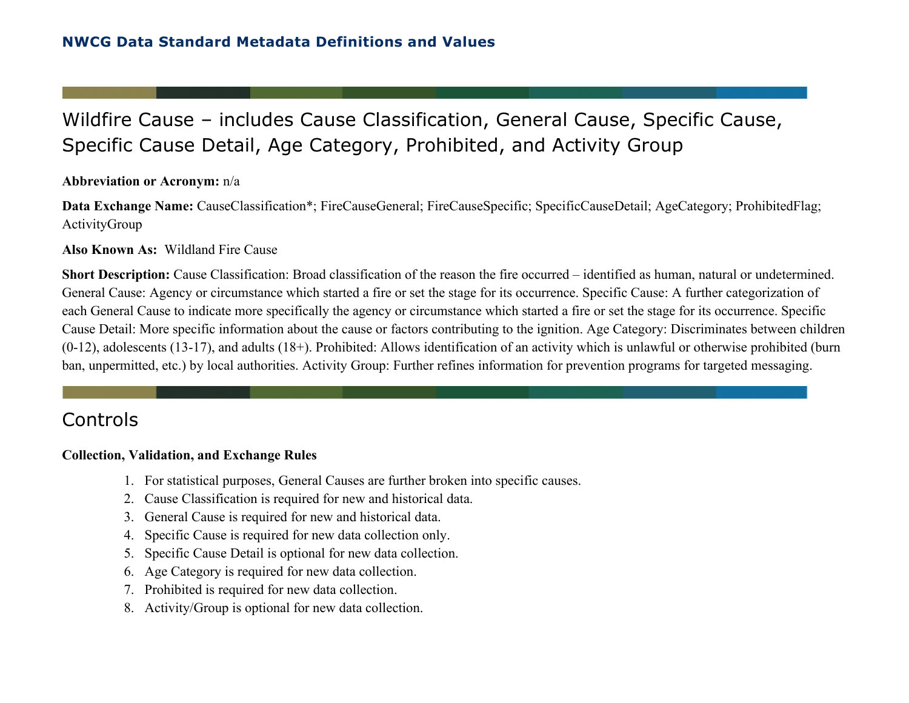# NWCG Data Standard Metadata Definitions and Values

## Wildfire Cause – includes Cause Classification, General Cause, Specific Cause, Specific Cause Detail, Age Category, Prohibited, and Activity Group

**Abbreviation or Acronym:** n/a

**Data Exchange Name:** CauseClassification*; FireCauseGeneral; FireCauseSpecific; SpecificCauseDetail; AgeCategory; ProhibitedFlag; ActivityGroup

**Also Known As:** Wildland Fire Cause

**Short Description:** Cause Classification: Broad classification of the reason the fire occurred – identified as human, natural or undetermined. General Cause: Agency or circumstance which started a fire or set the stage for its occurrence. Specific Cause: A further categorization of each General Cause to indicate more specifically the agency or circumstance which started a fire or set the stage for its occurrence. Specific Cause Detail: More specific information about the cause or factors contributing to the ignition. Age Category: Discriminates between children (0-12), adolescents (13-17), and adults (18+). Prohibited: Allows identification of an activity which is unlawful or otherwise prohibited (burn ban, unpermitted, etc.) by local authorities. Activity Group: Further refines information for prevention programs for targeted messaging.

## Controls

**Collection, Validation, and Exchange Rules**

1. For statistical purposes, General Causes are further broken into specific causes.
2. Cause Classification is required for new and historical data.
3. General Cause is required for new and historical data.
4. Specific Cause is required for new data collection only.
5. Specific Cause Detail is optional for new data collection.
6. Age Category is required for new data collection.
7. Prohibited is required for new data collection.
8. Activity/Group is optional for new data collection.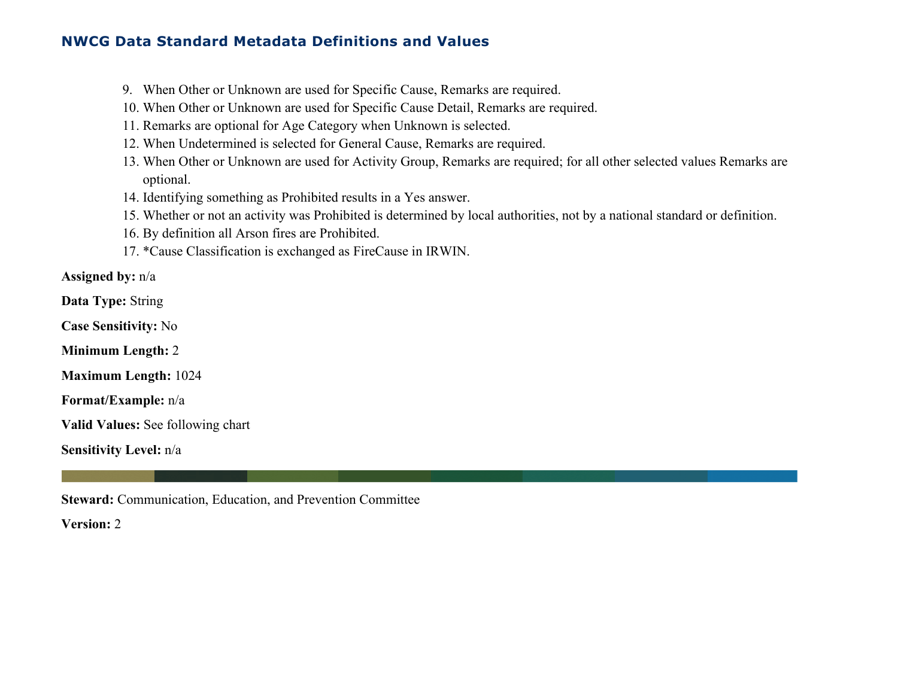9. When Other or Unknown are used for Specific Cause, Remarks are required.
10. When Other or Unknown are used for Specific Cause Detail, Remarks are required.
11. Remarks are optional for Age Category when Unknown is selected.
12. When Undetermined is selected for General Cause, Remarks are required.
13. When Other or Unknown are used for Activity Group, Remarks are required; for all other selected values Remarks are optional.
14. Identifying something as Prohibited results in a Yes answer.
15. Whether or not an activity was Prohibited is determined by local authorities, not by a national standard or definition.
16. By definition all Arson fires are Prohibited.
17. *Cause Classification is exchanged as FireCause in IRWIN.

**Assigned by:** n/a

**Data Type:** String

**Case Sensitivity:** No

**Minimum Length:** 2

**Maximum Length:** 1024

**Format/Example:** n/a

**Valid Values:** See following chart

**Sensitivity Level:** n/a

**Steward:** Communication, Education, and Prevention Committee

**Version:** 2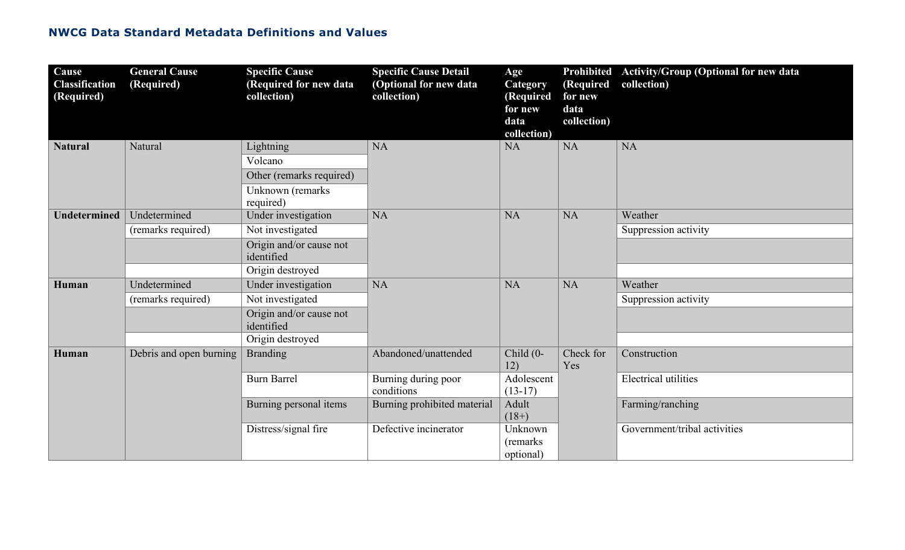## NWCG Data Standard Metadata Definitions and Values

| Cause Classification (Required) | General Cause (Required) | Specific Cause (Required for new data collection) | Specific Cause Detail (Optional for new data collection) | Age Category (Required for new data collection) | Prohibited (Required for new data collection) | Activity/Group (Optional for new data collection) |
|---|---|---|---|---|---|---|
| **Natural** | Natural | Lightning | NA | NA | NA | NA |
| | | Volcano | | | | |
| | | Other (remarks required) | | | | |
| | | Unknown (remarks required) | | | | |
| **Undetermined** | Undetermined | Under investigation | NA | NA | NA | Weather |
| | (remarks required) | Not investigated | | | | Suppression activity |
| | | Origin and/or cause not identified | | | | |
| | | Origin destroyed | | | | |
| **Human** | Undetermined | Under investigation | NA | NA | NA | Weather |
| | (remarks required) | Not investigated | | | | Suppression activity |
| | | Origin and/or cause not identified | | | | |
| | | Origin destroyed | | | | |
| **Human** | Debris and open burning | Branding | Abandoned/unattended | Child (0-12) | Check for Yes | Construction |
| | | Burn Barrel | Burning during poor conditions | Adolescent (13-17) | | Electrical utilities |
| | | Burning personal items | Burning prohibited material | Adult (18+) | | Farming/ranching |
| | | Distress/signal fire | Defective incinerator | Unknown (remarks optional) | | Government/tribal activities |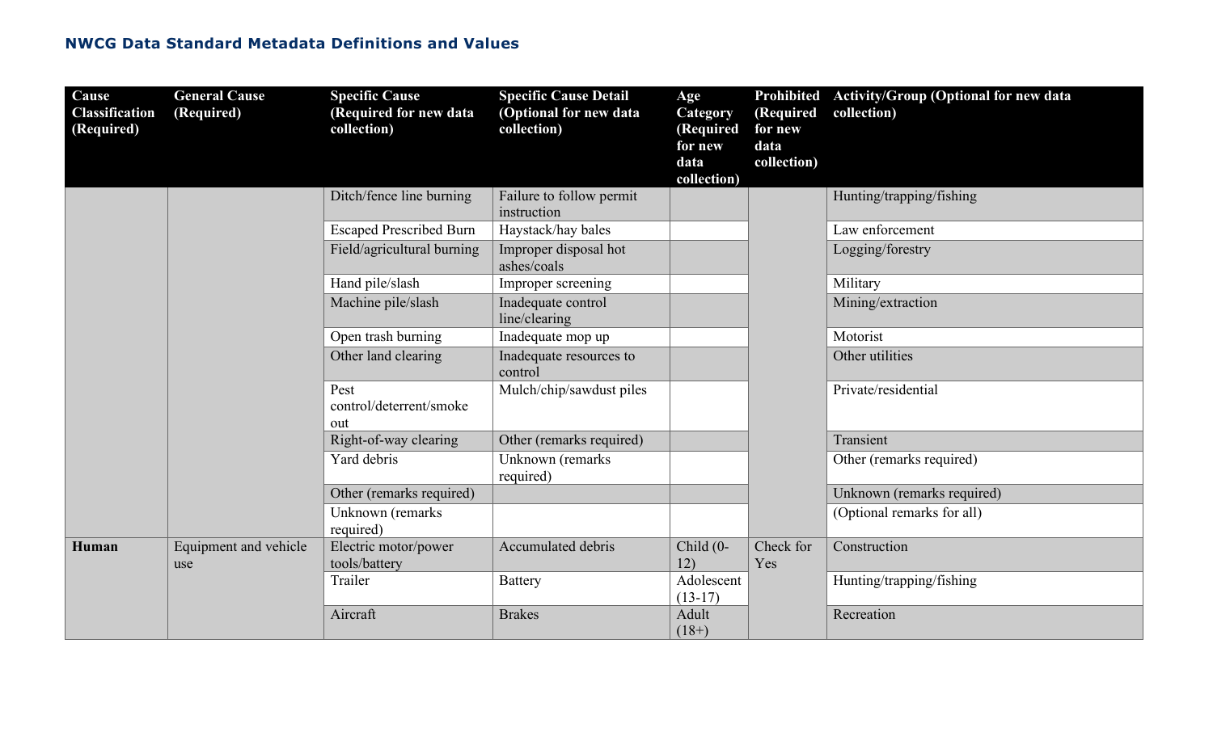## NWCG Data Standard Metadata Definitions and Values

| Cause Classification (Required) | General Cause (Required) | Specific Cause (Required for new data collection) | Specific Cause Detail (Optional for new data collection) | Age Category (Required for new data collection) | Prohibited (Required for new data collection) | Activity/Group (Optional for new data collection) |
|---|---|---|---|---|---|---|
| | | Ditch/fence line burning | Failure to follow permit instruction | | | Hunting/trapping/fishing |
| | | Escaped Prescribed Burn | Haystack/hay bales | | | Law enforcement |
| | | Field/agricultural burning | Improper disposal hot ashes/coals | | | Logging/forestry |
| | | Hand pile/slash | Improper screening | | | Military |
| | | Machine pile/slash | Inadequate control line/clearing | | | Mining/extraction |
| | | Open trash burning | Inadequate mop up | | | Motorist |
| | | Other land clearing | Inadequate resources to control | | | Other utilities |
| | | Pest control/deterrent/smoke out | Mulch/chip/sawdust piles | | | Private/residential |
| | | Right-of-way clearing | Other (remarks required) | | | Transient |
| | | Yard debris | Unknown (remarks required) | | | Other (remarks required) |
| | | Other (remarks required) | | | | Unknown (remarks required) |
| | | Unknown (remarks required) | | | | (Optional remarks for all) |
| **Human** | Equipment and vehicle use | Electric motor/power tools/battery | Accumulated debris | Child (0-12) | Check for Yes | Construction |
| | | Trailer | Battery | Adolescent (13-17) | | Hunting/trapping/fishing |
| | | Aircraft | Brakes | Adult (18+) | | Recreation |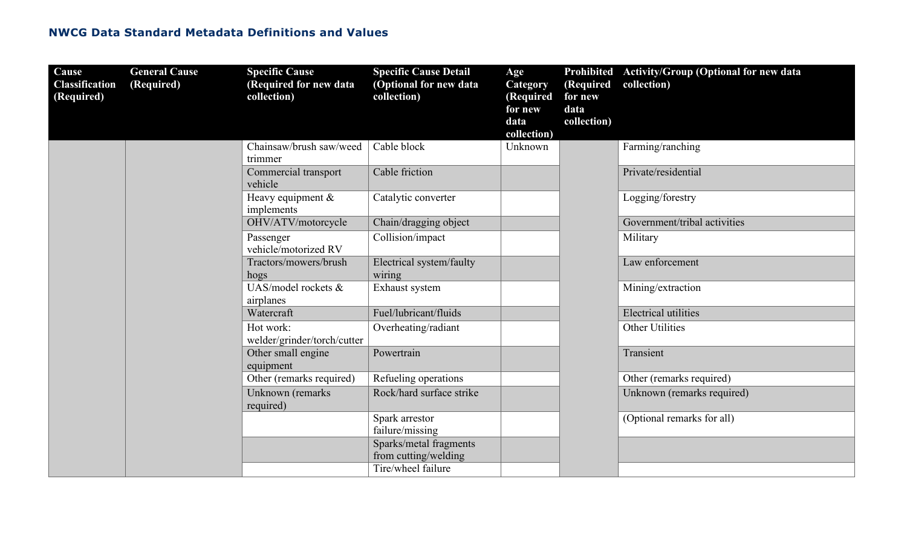## NWCG Data Standard Metadata Definitions and Values

| Cause Classification (Required) | General Cause (Required) | Specific Cause (Required for new data collection) | Specific Cause Detail (Optional for new data collection) | Age Category (Required for new data collection) | Prohibited (Required for new data collection) | Activity/Group (Optional for new data collection) |
|---|---|---|---|---|---|---|
| | | Chainsaw/brush saw/weed trimmer | Cable block | Unknown | | Farming/ranching |
| | | Commercial transport vehicle | Cable friction | | | Private/residential |
| | | Heavy equipment & implements | Catalytic converter | | | Logging/forestry |
| | | OHV/ATV/motorcycle | Chain/dragging object | | | Government/tribal activities |
| | | Passenger vehicle/motorized RV | Collision/impact | | | Military |
| | | Tractors/mowers/brush hogs | Electrical system/faulty wiring | | | Law enforcement |
| | | UAS/model rockets & airplanes | Exhaust system | | | Mining/extraction |
| | | Watercraft | Fuel/lubricant/fluids | | | Electrical utilities |
| | | Hot work: welder/grinder/torch/cutter | Overheating/radiant | | | Other Utilities |
| | | Other small engine equipment | Powertrain | | | Transient |
| | | Other (remarks required) | Refueling operations | | | Other (remarks required) |
| | | Unknown (remarks required) | Rock/hard surface strike | | | Unknown (remarks required) |
| | | | Spark arrestor failure/missing | | | (Optional remarks for all) |
| | | | Sparks/metal fragments from cutting/welding | | | |
| | | | Tire/wheel failure | | | |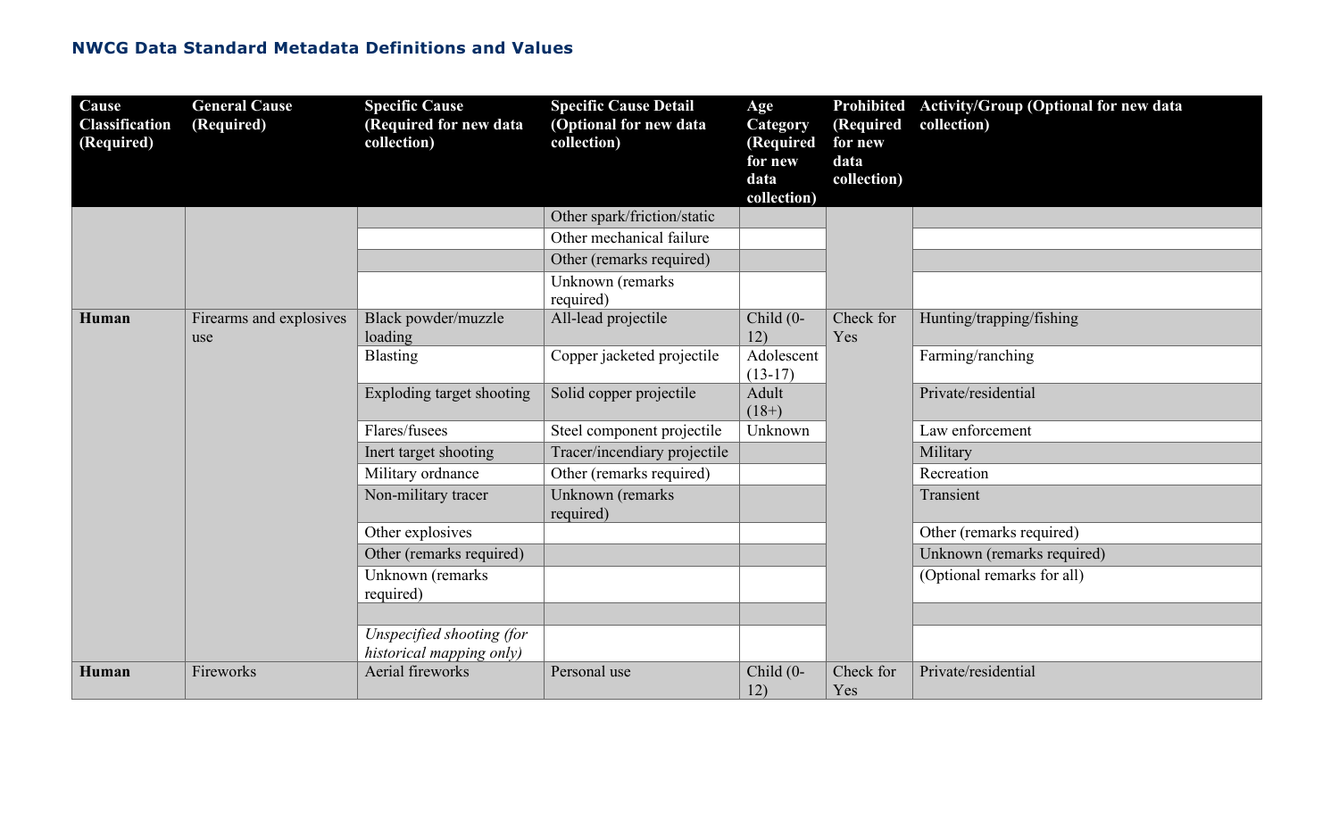### NWCG Data Standard Metadata Definitions and Values

| Cause Classification (Required) | General Cause (Required) | Specific Cause (Required for new data collection) | Specific Cause Detail (Optional for new data collection) | Age Category (Required for new data collection) | Prohibited (Required for new data collection) | Activity/Group (Optional for new data collection) |
|---|---|---|---|---|---|---|
| | | | Other spark/friction/static | | | |
| | | | Other mechanical failure | | | |
| | | | Other (remarks required) | | | |
| | | | Unknown (remarks required) | | | |
| **Human** | Firearms and explosives use | Black powder/muzzle loading | All-lead projectile | Child (0-12) | Check for Yes | Hunting/trapping/fishing |
| | | Blasting | Copper jacketed projectile | Adolescent (13-17) | | Farming/ranching |
| | | Exploding target shooting | Solid copper projectile | Adult (18+) | | Private/residential |
| | | Flares/fusees | Steel component projectile | Unknown | | Law enforcement |
| | | Inert target shooting | Tracer/incendiary projectile | | | Military |
| | | Military ordnance | Other (remarks required) | | | Recreation |
| | | Non-military tracer | Unknown (remarks required) | | | Transient |
| | | Other explosives | | | | Other (remarks required) |
| | | Other (remarks required) | | | | Unknown (remarks required) |
| | | Unknown (remarks required) | | | | (Optional remarks for all) |
| | | | | | | |
| | | *Unspecified shooting (for historical mapping only)* | | | | |
| **Human** | Fireworks | Aerial fireworks | Personal use | Child (0-12) | Check for Yes | Private/residential |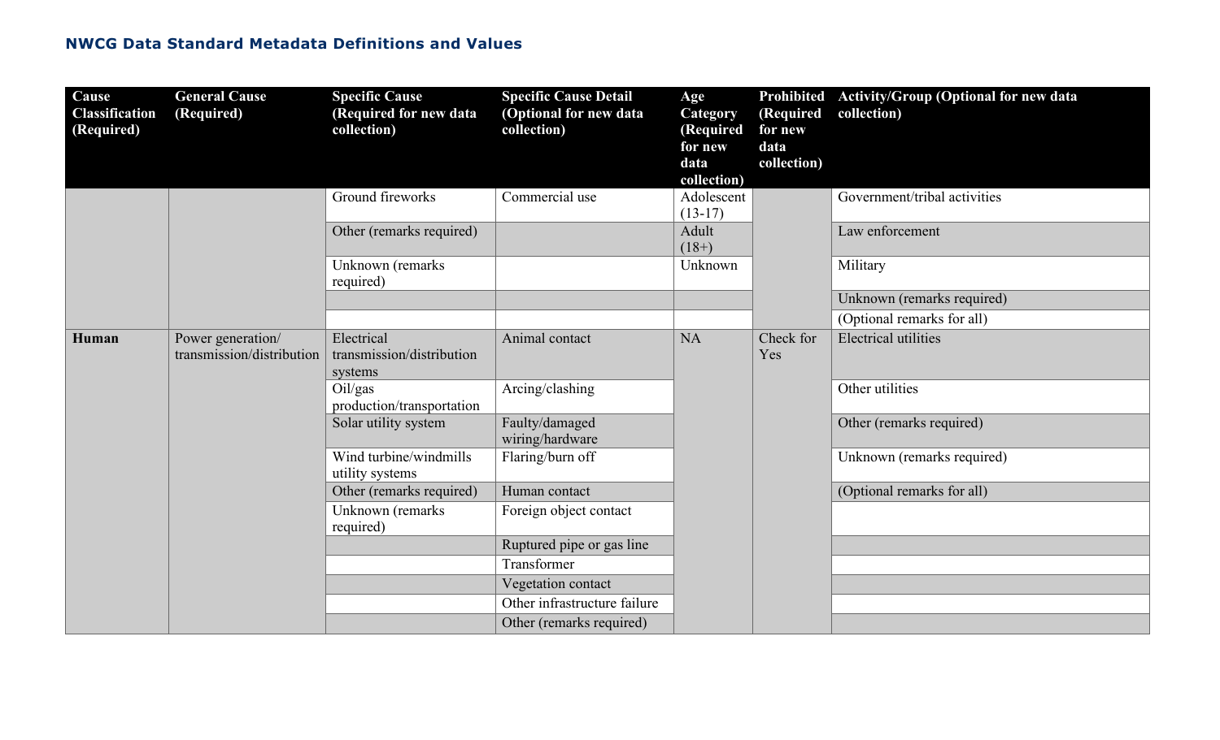### NWCG Data Standard Metadata Definitions and Values

| Cause Classification (Required) | General Cause (Required) | Specific Cause (Required for new data collection) | Specific Cause Detail (Optional for new data collection) | Age Category (Required for new data collection) | Prohibited (Required for new data collection) | Activity/Group (Optional for new data collection) |
|---|---|---|---|---|---|---|
| | | Ground fireworks | Commercial use | Adolescent (13-17) | | Government/tribal activities |
| | | Other (remarks required) | | Adult (18+) | | Law enforcement |
| | | Unknown (remarks required) | | Unknown | | Military |
| | | | | | | Unknown (remarks required) |
| | | | | | | (Optional remarks for all) |
| **Human** | Power generation/ transmission/distribution | Electrical transmission/distribution systems | Animal contact | NA | Check for Yes | Electrical utilities |
| | | Oil/gas production/transportation | Arcing/clashing | | | Other utilities |
| | | Solar utility system | Faulty/damaged wiring/hardware | | | Other (remarks required) |
| | | Wind turbine/windmills utility systems | Flaring/burn off | | | Unknown (remarks required) |
| | | Other (remarks required) | Human contact | | | (Optional remarks for all) |
| | | Unknown (remarks required) | Foreign object contact | | | |
| | | | Ruptured pipe or gas line | | | |
| | | | Transformer | | | |
| | | | Vegetation contact | | | |
| | | | Other infrastructure failure | | | |
| | | | Other (remarks required) | | | |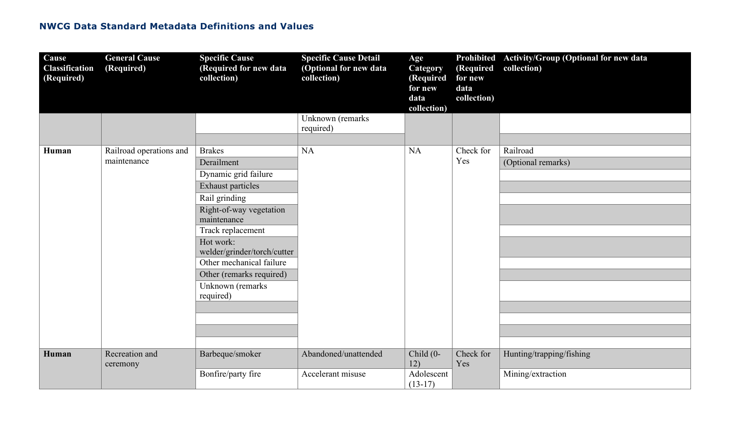## NWCG Data Standard Metadata Definitions and Values

| Cause Classification (Required) | General Cause (Required) | Specific Cause (Required for new data collection) | Specific Cause Detail (Optional for new data collection) | Age Category (Required for new data collection) | Prohibited (Required for new data collection) | Activity/Group (Optional for new data collection) |
|---|---|---|---|---|---|---|
| | | | Unknown (remarks required) | | | |
| | | | | | | |
| **Human** | Railroad operations and maintenance | Brakes | NA | NA | Check for Yes | Railroad |
| | | Derailment | | | | (Optional remarks) |
| | | Dynamic grid failure | | | | |
| | | Exhaust particles | | | | |
| | | Rail grinding | | | | |
| | | Right-of-way vegetation maintenance | | | | |
| | | Track replacement | | | | |
| | | Hot work: welder/grinder/torch/cutter | | | | |
| | | Other mechanical failure | | | | |
| | | Other (remarks required) | | | | |
| | | Unknown (remarks required) | | | | |
| | | | | | | |
| | | | | | | |
| | | | | | | |
| | | | | | | |
| **Human** | Recreation and ceremony | Barbeque/smoker | Abandoned/unattended | Child (0-12) | Check for Yes | Hunting/trapping/fishing |
| | | Bonfire/party fire | Accelerant misuse | Adolescent (13-17) | | Mining/extraction |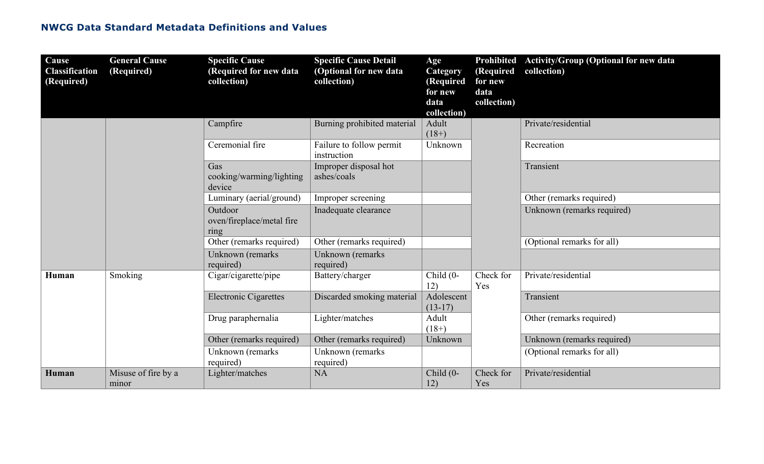### NWCG Data Standard Metadata Definitions and Values

| Cause Classification (Required) | General Cause (Required) | Specific Cause (Required for new data collection) | Specific Cause Detail (Optional for new data collection) | Age Category (Required for new data collection) | Prohibited (Required for new data collection) | Activity/Group (Optional for new data collection) |
|---|---|---|---|---|---|---|
| | | Campfire | Burning prohibited material | Adult (18+) | | Private/residential |
| | | Ceremonial fire | Failure to follow permit instruction | Unknown | | Recreation |
| | | Gas cooking/warming/lighting device | Improper disposal hot ashes/coals | | | Transient |
| | | Luminary (aerial/ground) | Improper screening | | | Other (remarks required) |
| | | Outdoor oven/fireplace/metal fire ring | Inadequate clearance | | | Unknown (remarks required) |
| | | Other (remarks required) | Other (remarks required) | | | (Optional remarks for all) |
| | | Unknown (remarks required) | Unknown (remarks required) | | | |
| **Human** | Smoking | Cigar/cigarette/pipe | Battery/charger | Child (0-12) | Check for Yes | Private/residential |
| | | Electronic Cigarettes | Discarded smoking material | Adolescent (13-17) | | Transient |
| | | Drug paraphernalia | Lighter/matches | Adult (18+) | | Other (remarks required) |
| | | Other (remarks required) | Other (remarks required) | Unknown | | Unknown (remarks required) |
| | | Unknown (remarks required) | Unknown (remarks required) | | | (Optional remarks for all) |
| **Human** | Misuse of fire by a minor | Lighter/matches | NA | Child (0-12) | Check for Yes | Private/residential |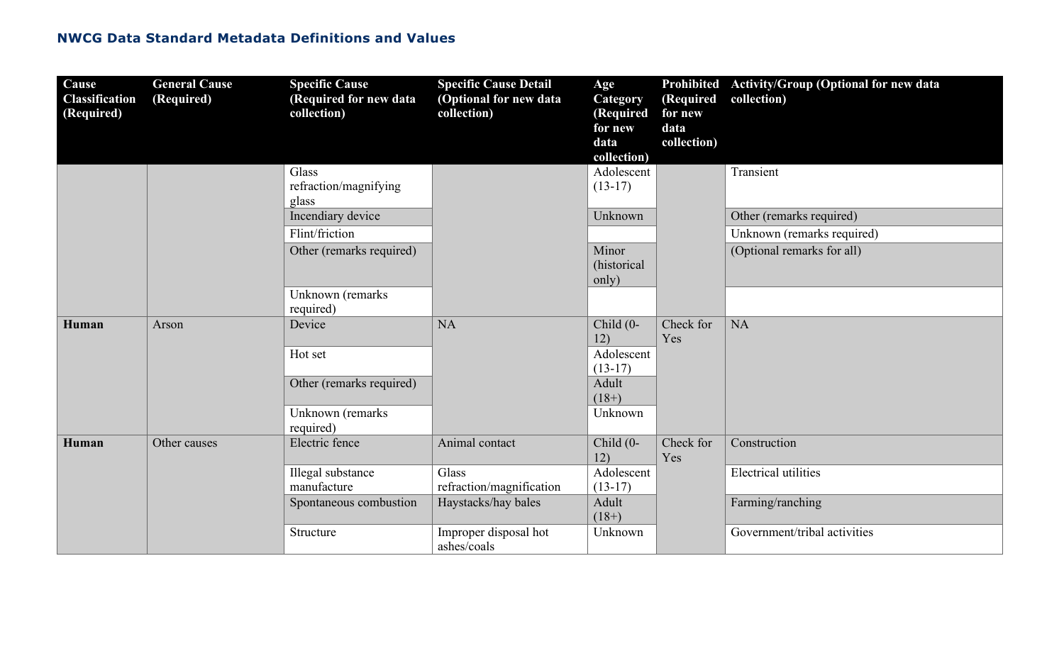## NWCG Data Standard Metadata Definitions and Values

| Cause Classification (Required) | General Cause (Required) | Specific Cause (Required for new data collection) | Specific Cause Detail (Optional for new data collection) | Age Category (Required for new data collection) | Prohibited (Required for new data collection) | Activity/Group (Optional for new data collection) |
|---|---|---|---|---|---|---|
| | | Glass refraction/magnifying glass | | Adolescent (13-17) | | Transient |
| | | Incendiary device | | Unknown | | Other (remarks required) |
| | | Flint/friction | | | | Unknown (remarks required) |
| | | Other (remarks required) | | Minor (historical only) | | (Optional remarks for all) |
| | | Unknown (remarks required) | | | | |
| **Human** | Arson | Device | NA | Child (0-12) | Check for Yes | NA |
| | | Hot set | | Adolescent (13-17) | | |
| | | Other (remarks required) | | Adult (18+) | | |
| | | Unknown (remarks required) | | Unknown | | |
| **Human** | Other causes | Electric fence | Animal contact | Child (0-12) | Check for Yes | Construction |
| | | Illegal substance manufacture | Glass refraction/magnification | Adolescent (13-17) | | Electrical utilities |
| | | Spontaneous combustion | Haystacks/hay bales | Adult (18+) | | Farming/ranching |
| | | Structure | Improper disposal hot ashes/coals | Unknown | | Government/tribal activities |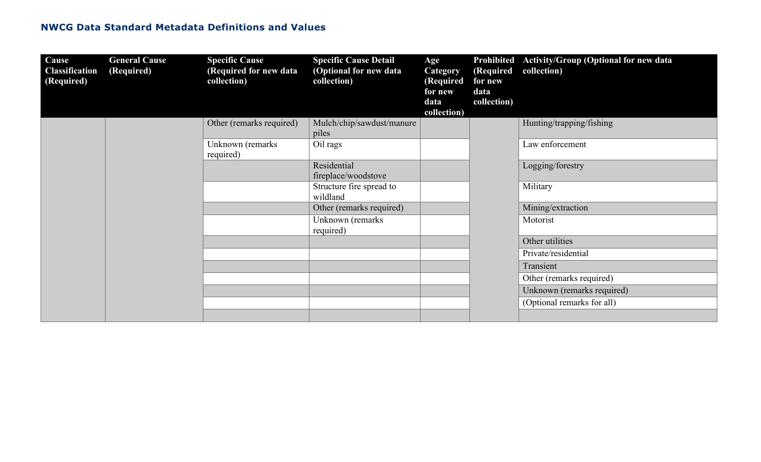### NWCG Data Standard Metadata Definitions and Values

| Cause Classification (Required) | General Cause (Required) | Specific Cause (Required for new data collection) | Specific Cause Detail (Optional for new data collection) | Age Category (Required for new data collection) | Prohibited (Required for new data collection) | Activity/Group (Optional for new data collection) |
|---|---|---|---|---|---|---|
| | | Other (remarks required) | Mulch/chip/sawdust/manure piles | | | Hunting/trapping/fishing |
| | | Unknown (remarks required) | Oil rags | | | Law enforcement |
| | | | Residential fireplace/woodstove | | | Logging/forestry |
| | | | Structure fire spread to wildland | | | Military |
| | | | Other (remarks required) | | | Mining/extraction |
| | | | Unknown (remarks required) | | | Motorist |
| | | | | | | Other utilities |
| | | | | | | Private/residential |
| | | | | | | Transient |
| | | | | | | Other (remarks required) |
| | | | | | | Unknown (remarks required) |
| | | | | | | (Optional remarks for all) |
| | | | | | | |